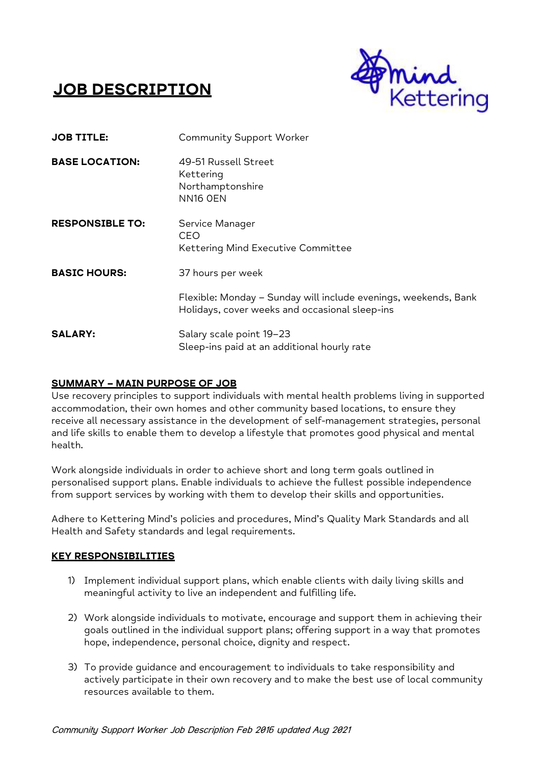# JOB DESCRIPTION

**JOB TITLE:** Community Support Worker

**BASE LOCATION:** 49-51 Russell Street
Kettering
Northamptonshire
NN16 0EN

**RESPONSIBLE TO:** Service Manager
CEO
Kettering Mind Executive Committee

**BASIC HOURS:** 37 hours per week

Flexible: Monday – Sunday will include evenings, weekends, Bank Holidays, cover weeks and occasional sleep-ins

**SALARY:** Salary scale point 19–23
Sleep-ins paid at an additional hourly rate

## SUMMARY – MAIN PURPOSE OF JOB

Use recovery principles to support individuals with mental health problems living in supported accommodation, their own homes and other community based locations, to ensure they receive all necessary assistance in the development of self-management strategies, personal and life skills to enable them to develop a lifestyle that promotes good physical and mental health.

Work alongside individuals in order to achieve short and long term goals outlined in personalised support plans. Enable individuals to achieve the fullest possible independence from support services by working with them to develop their skills and opportunities.

Adhere to Kettering Mind's policies and procedures, Mind's Quality Mark Standards and all Health and Safety standards and legal requirements.

## KEY RESPONSIBILITIES

1) Implement individual support plans, which enable clients with daily living skills and meaningful activity to live an independent and fulfilling life.

2) Work alongside individuals to motivate, encourage and support them in achieving their goals outlined in the individual support plans; offering support in a way that promotes hope, independence, personal choice, dignity and respect.

3) To provide guidance and encouragement to individuals to take responsibility and actively participate in their own recovery and to make the best use of local community resources available to them.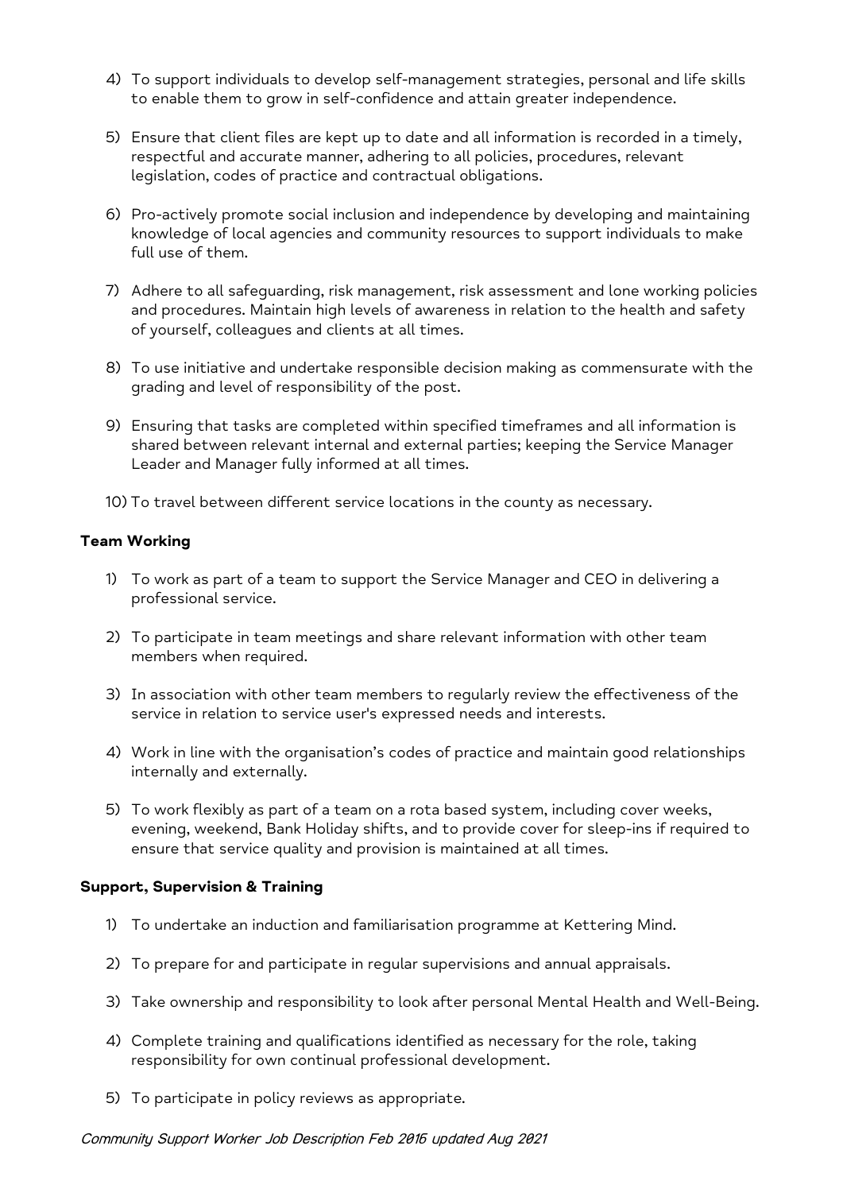4) To support individuals to develop self-management strategies, personal and life skills to enable them to grow in self-confidence and attain greater independence.

5) Ensure that client files are kept up to date and all information is recorded in a timely, respectful and accurate manner, adhering to all policies, procedures, relevant legislation, codes of practice and contractual obligations.

6) Pro-actively promote social inclusion and independence by developing and maintaining knowledge of local agencies and community resources to support individuals to make full use of them.

7) Adhere to all safeguarding, risk management, risk assessment and lone working policies and procedures. Maintain high levels of awareness in relation to the health and safety of yourself, colleagues and clients at all times.

8) To use initiative and undertake responsible decision making as commensurate with the grading and level of responsibility of the post.

9) Ensuring that tasks are completed within specified timeframes and all information is shared between relevant internal and external parties; keeping the Service Manager Leader and Manager fully informed at all times.

10) To travel between different service locations in the county as necessary.

**Team Working**

1) To work as part of a team to support the Service Manager and CEO in delivering a professional service.

2) To participate in team meetings and share relevant information with other team members when required.

3) In association with other team members to regularly review the effectiveness of the service in relation to service user's expressed needs and interests.

4) Work in line with the organisation's codes of practice and maintain good relationships internally and externally.

5) To work flexibly as part of a team on a rota based system, including cover weeks, evening, weekend, Bank Holiday shifts, and to provide cover for sleep-ins if required to ensure that service quality and provision is maintained at all times.

**Support, Supervision & Training**

1) To undertake an induction and familiarisation programme at Kettering Mind.

2) To prepare for and participate in regular supervisions and annual appraisals.

3) Take ownership and responsibility to look after personal Mental Health and Well-Being.

4) Complete training and qualifications identified as necessary for the role, taking responsibility for own continual professional development.

5) To participate in policy reviews as appropriate.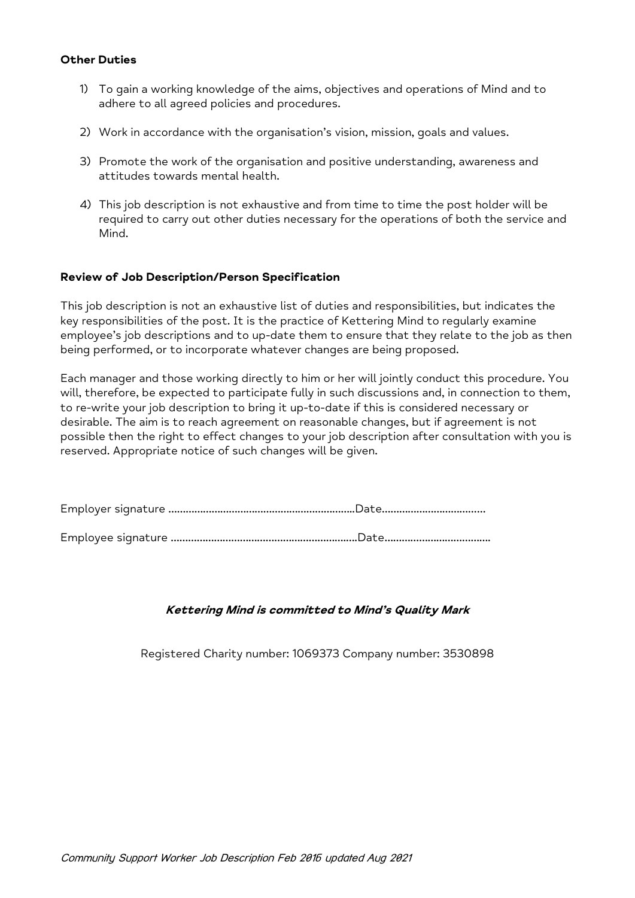**Other Duties**

1) To gain a working knowledge of the aims, objectives and operations of Mind and to adhere to all agreed policies and procedures.

2) Work in accordance with the organisation's vision, mission, goals and values.

3) Promote the work of the organisation and positive understanding, awareness and attitudes towards mental health.

4) This job description is not exhaustive and from time to time the post holder will be required to carry out other duties necessary for the operations of both the service and Mind.

**Review of Job Description/Person Specification**

This job description is not an exhaustive list of duties and responsibilities, but indicates the key responsibilities of the post. It is the practice of Kettering Mind to regularly examine employee's job descriptions and to up-date them to ensure that they relate to the job as then being performed, or to incorporate whatever changes are being proposed.

Each manager and those working directly to him or her will jointly conduct this procedure. You will, therefore, be expected to participate fully in such discussions and, in connection to them, to re-write your job description to bring it up-to-date if this is considered necessary or desirable. The aim is to reach agreement on reasonable changes, but if agreement is not possible then the right to effect changes to your job description after consultation with you is reserved. Appropriate notice of such changes will be given.

Employer signature ................................................................Date...................................

Employee signature ................................................................Date...................................

***Kettering Mind is committed to Mind's Quality Mark***

Registered Charity number: 1069373 Company number: 3530898

*Community Support Worker Job Description Feb 2016 updated Aug 2021*